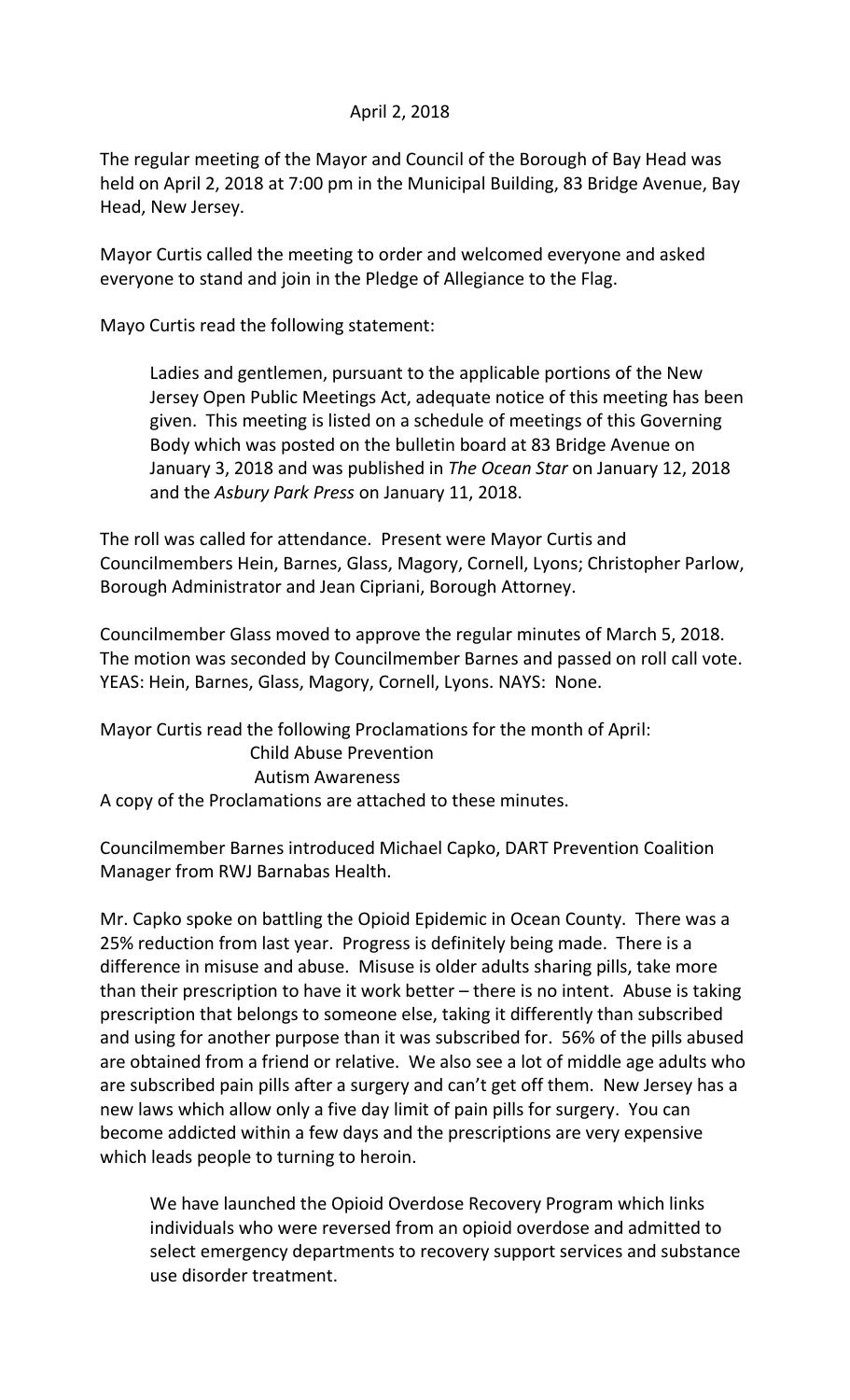April 2, 2018

The regular meeting of the Mayor and Council of the Borough of Bay Head was held on April 2, 2018 at 7:00 pm in the Municipal Building, 83 Bridge Avenue, Bay Head, New Jersey.

Mayor Curtis called the meeting to order and welcomed everyone and asked everyone to stand and join in the Pledge of Allegiance to the Flag.

Mayo Curtis read the following statement:

> Ladies and gentlemen, pursuant to the applicable portions of the New Jersey Open Public Meetings Act, adequate notice of this meeting has been given. This meeting is listed on a schedule of meetings of this Governing Body which was posted on the bulletin board at 83 Bridge Avenue on January 3, 2018 and was published in *The Ocean Star* on January 12, 2018 and the *Asbury Park Press* on January 11, 2018.

The roll was called for attendance. Present were Mayor Curtis and Councilmembers Hein, Barnes, Glass, Magory, Cornell, Lyons; Christopher Parlow, Borough Administrator and Jean Cipriani, Borough Attorney.

Councilmember Glass moved to approve the regular minutes of March 5, 2018. The motion was seconded by Councilmember Barnes and passed on roll call vote. YEAS: Hein, Barnes, Glass, Magory, Cornell, Lyons. NAYS: None.

Mayor Curtis read the following Proclamations for the month of April:
Child Abuse Prevention
Autism Awareness
A copy of the Proclamations are attached to these minutes.

Councilmember Barnes introduced Michael Capko, DART Prevention Coalition Manager from RWJ Barnabas Health.

Mr. Capko spoke on battling the Opioid Epidemic in Ocean County. There was a 25% reduction from last year. Progress is definitely being made. There is a difference in misuse and abuse. Misuse is older adults sharing pills, take more than their prescription to have it work better – there is no intent. Abuse is taking prescription that belongs to someone else, taking it differently than subscribed and using for another purpose than it was subscribed for. 56% of the pills abused are obtained from a friend or relative. We also see a lot of middle age adults who are subscribed pain pills after a surgery and can't get off them. New Jersey has a new laws which allow only a five day limit of pain pills for surgery. You can become addicted within a few days and the prescriptions are very expensive which leads people to turning to heroin.

> We have launched the Opioid Overdose Recovery Program which links individuals who were reversed from an opioid overdose and admitted to select emergency departments to recovery support services and substance use disorder treatment.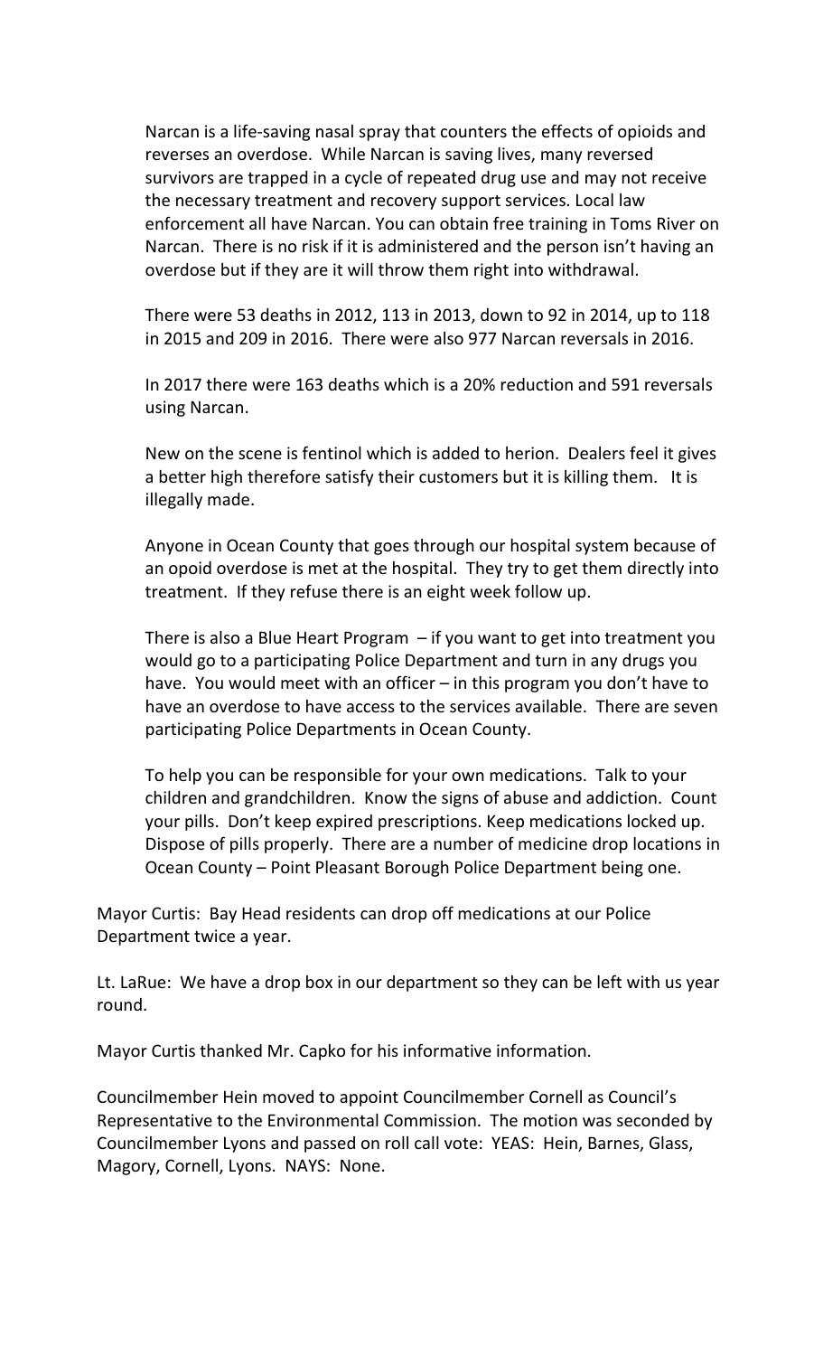Narcan is a life-saving nasal spray that counters the effects of opioids and reverses an overdose. While Narcan is saving lives, many reversed survivors are trapped in a cycle of repeated drug use and may not receive the necessary treatment and recovery support services. Local law enforcement all have Narcan. You can obtain free training in Toms River on Narcan. There is no risk if it is administered and the person isn't having an overdose but if they are it will throw them right into withdrawal.

There were 53 deaths in 2012, 113 in 2013, down to 92 in 2014, up to 118 in 2015 and 209 in 2016. There were also 977 Narcan reversals in 2016.

In 2017 there were 163 deaths which is a 20% reduction and 591 reversals using Narcan.

New on the scene is fentinol which is added to herion. Dealers feel it gives a better high therefore satisfy their customers but it is killing them. It is illegally made.

Anyone in Ocean County that goes through our hospital system because of an opoid overdose is met at the hospital. They try to get them directly into treatment. If they refuse there is an eight week follow up.

There is also a Blue Heart Program – if you want to get into treatment you would go to a participating Police Department and turn in any drugs you have. You would meet with an officer – in this program you don't have to have an overdose to have access to the services available. There are seven participating Police Departments in Ocean County.

To help you can be responsible for your own medications. Talk to your children and grandchildren. Know the signs of abuse and addiction. Count your pills. Don't keep expired prescriptions. Keep medications locked up. Dispose of pills properly. There are a number of medicine drop locations in Ocean County – Point Pleasant Borough Police Department being one.

Mayor Curtis: Bay Head residents can drop off medications at our Police Department twice a year.

Lt. LaRue: We have a drop box in our department so they can be left with us year round.

Mayor Curtis thanked Mr. Capko for his informative information.

Councilmember Hein moved to appoint Councilmember Cornell as Council's Representative to the Environmental Commission. The motion was seconded by Councilmember Lyons and passed on roll call vote: YEAS: Hein, Barnes, Glass, Magory, Cornell, Lyons. NAYS: None.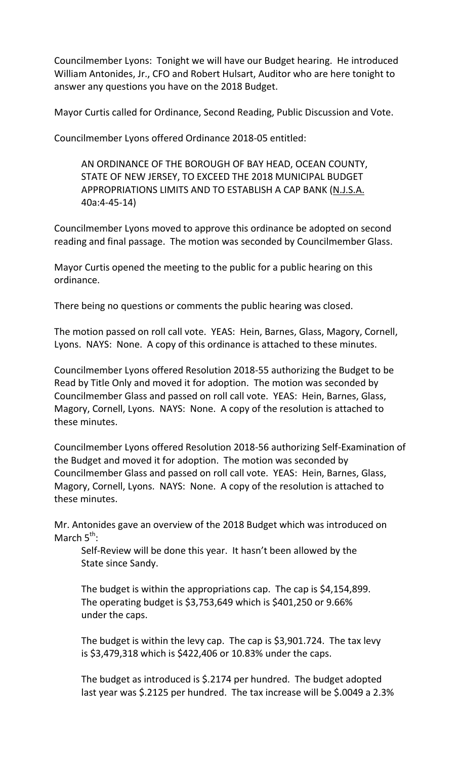Councilmember Lyons: Tonight we will have our Budget hearing. He introduced William Antonides, Jr., CFO and Robert Hulsart, Auditor who are here tonight to answer any questions you have on the 2018 Budget.

Mayor Curtis called for Ordinance, Second Reading, Public Discussion and Vote.

Councilmember Lyons offered Ordinance 2018-05 entitled:

> AN ORDINANCE OF THE BOROUGH OF BAY HEAD, OCEAN COUNTY, STATE OF NEW JERSEY, TO EXCEED THE 2018 MUNICIPAL BUDGET APPROPRIATIONS LIMITS AND TO ESTABLISH A CAP BANK (N.J.S.A. 40a:4-45-14)

Councilmember Lyons moved to approve this ordinance be adopted on second reading and final passage. The motion was seconded by Councilmember Glass.

Mayor Curtis opened the meeting to the public for a public hearing on this ordinance.

There being no questions or comments the public hearing was closed.

The motion passed on roll call vote. YEAS: Hein, Barnes, Glass, Magory, Cornell, Lyons. NAYS: None. A copy of this ordinance is attached to these minutes.

Councilmember Lyons offered Resolution 2018-55 authorizing the Budget to be Read by Title Only and moved it for adoption. The motion was seconded by Councilmember Glass and passed on roll call vote. YEAS: Hein, Barnes, Glass, Magory, Cornell, Lyons. NAYS: None. A copy of the resolution is attached to these minutes.

Councilmember Lyons offered Resolution 2018-56 authorizing Self-Examination of the Budget and moved it for adoption. The motion was seconded by Councilmember Glass and passed on roll call vote. YEAS: Hein, Barnes, Glass, Magory, Cornell, Lyons. NAYS: None. A copy of the resolution is attached to these minutes.

Mr. Antonides gave an overview of the 2018 Budget which was introduced on March 5th:

> Self-Review will be done this year. It hasn't been allowed by the State since Sandy.
>
> The budget is within the appropriations cap. The cap is $4,154,899. The operating budget is $3,753,649 which is $401,250 or 9.66% under the caps.
>
> The budget is within the levy cap. The cap is $3,901.724. The tax levy is $3,479,318 which is $422,406 or 10.83% under the caps.
>
> The budget as introduced is $.2174 per hundred. The budget adopted last year was $.2125 per hundred. The tax increase will be $.0049 a 2.3%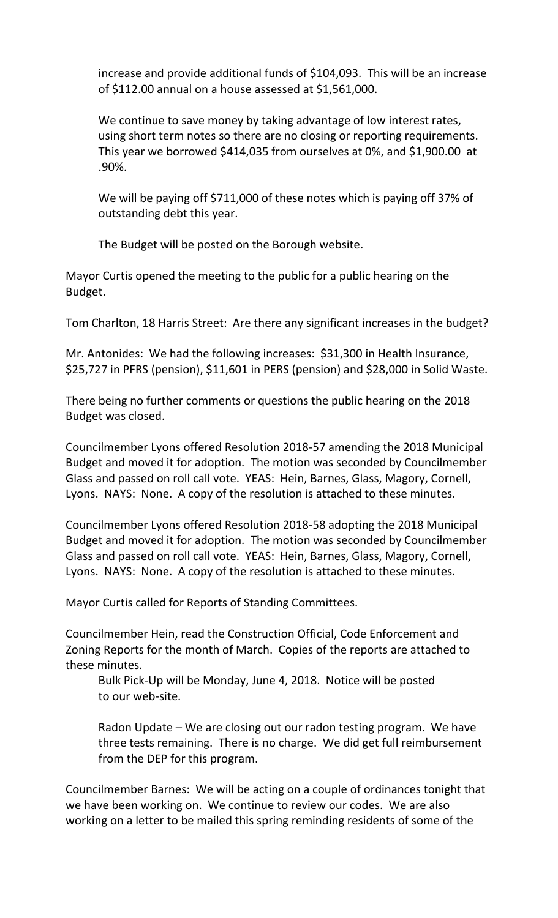increase and provide additional funds of $104,093. This will be an increase of $112.00 annual on a house assessed at $1,561,000.

We continue to save money by taking advantage of low interest rates, using short term notes so there are no closing or reporting requirements. This year we borrowed $414,035 from ourselves at 0%, and $1,900.00 at .90%.

We will be paying off $711,000 of these notes which is paying off 37% of outstanding debt this year.

The Budget will be posted on the Borough website.

Mayor Curtis opened the meeting to the public for a public hearing on the Budget.

Tom Charlton, 18 Harris Street: Are there any significant increases in the budget?

Mr. Antonides: We had the following increases: $31,300 in Health Insurance, $25,727 in PFRS (pension), $11,601 in PERS (pension) and $28,000 in Solid Waste.

There being no further comments or questions the public hearing on the 2018 Budget was closed.

Councilmember Lyons offered Resolution 2018-57 amending the 2018 Municipal Budget and moved it for adoption. The motion was seconded by Councilmember Glass and passed on roll call vote. YEAS: Hein, Barnes, Glass, Magory, Cornell, Lyons. NAYS: None. A copy of the resolution is attached to these minutes.

Councilmember Lyons offered Resolution 2018-58 adopting the 2018 Municipal Budget and moved it for adoption. The motion was seconded by Councilmember Glass and passed on roll call vote. YEAS: Hein, Barnes, Glass, Magory, Cornell, Lyons. NAYS: None. A copy of the resolution is attached to these minutes.

Mayor Curtis called for Reports of Standing Committees.

Councilmember Hein, read the Construction Official, Code Enforcement and Zoning Reports for the month of March. Copies of the reports are attached to these minutes.

Bulk Pick-Up will be Monday, June 4, 2018. Notice will be posted to our web-site.

Radon Update – We are closing out our radon testing program. We have three tests remaining. There is no charge. We did get full reimbursement from the DEP for this program.

Councilmember Barnes: We will be acting on a couple of ordinances tonight that we have been working on. We continue to review our codes. We are also working on a letter to be mailed this spring reminding residents of some of the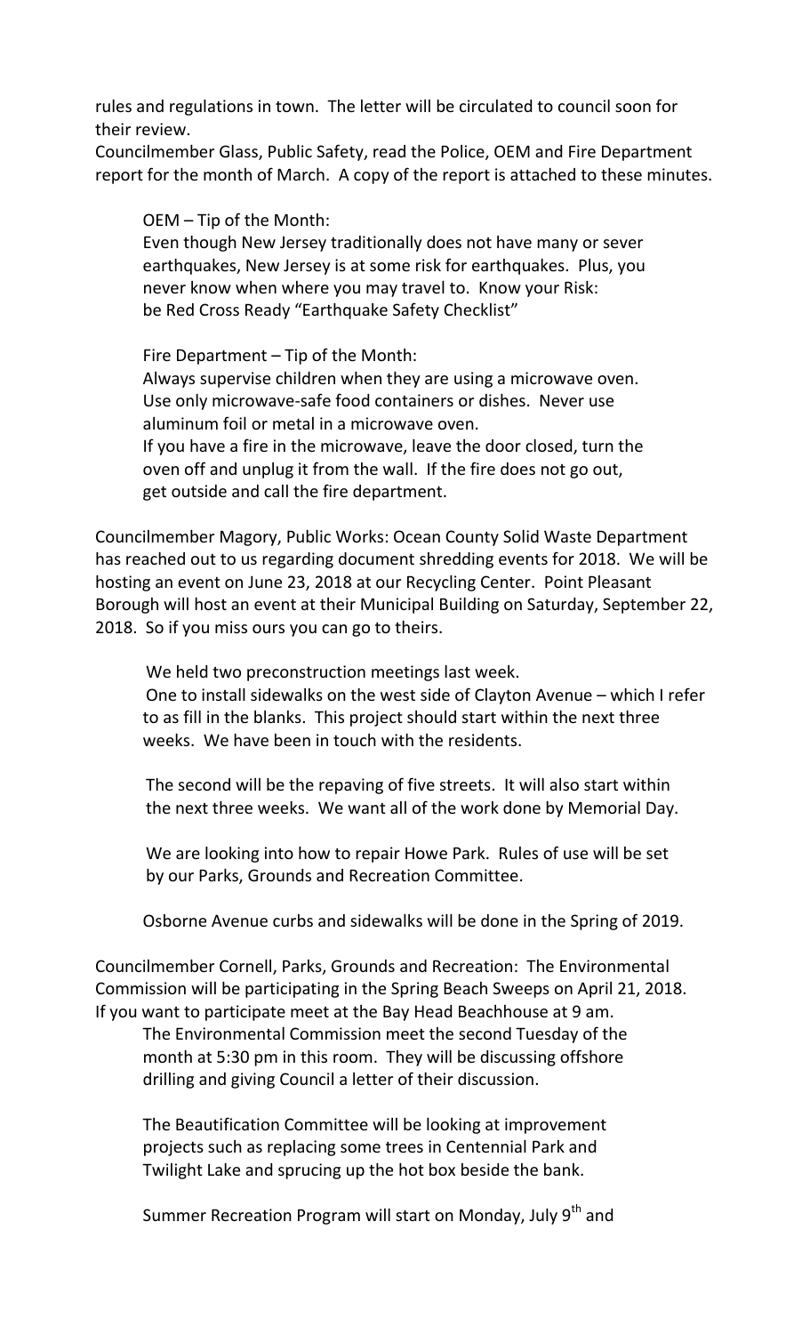rules and regulations in town. The letter will be circulated to council soon for their review.

Councilmember Glass, Public Safety, read the Police, OEM and Fire Department report for the month of March. A copy of the report is attached to these minutes.

OEM – Tip of the Month:
Even though New Jersey traditionally does not have many or sever earthquakes, New Jersey is at some risk for earthquakes. Plus, you never know when where you may travel to. Know your Risk: be Red Cross Ready "Earthquake Safety Checklist"

Fire Department – Tip of the Month:
Always supervise children when they are using a microwave oven. Use only microwave-safe food containers or dishes. Never use aluminum foil or metal in a microwave oven.
If you have a fire in the microwave, leave the door closed, turn the oven off and unplug it from the wall. If the fire does not go out, get outside and call the fire department.

Councilmember Magory, Public Works: Ocean County Solid Waste Department has reached out to us regarding document shredding events for 2018. We will be hosting an event on June 23, 2018 at our Recycling Center. Point Pleasant Borough will host an event at their Municipal Building on Saturday, September 22, 2018. So if you miss ours you can go to theirs.

We held two preconstruction meetings last week.
One to install sidewalks on the west side of Clayton Avenue – which I refer to as fill in the blanks. This project should start within the next three weeks. We have been in touch with the residents.

The second will be the repaving of five streets. It will also start within the next three weeks. We want all of the work done by Memorial Day.

We are looking into how to repair Howe Park. Rules of use will be set by our Parks, Grounds and Recreation Committee.

Osborne Avenue curbs and sidewalks will be done in the Spring of 2019.

Councilmember Cornell, Parks, Grounds and Recreation: The Environmental Commission will be participating in the Spring Beach Sweeps on April 21, 2018. If you want to participate meet at the Bay Head Beachhouse at 9 am.
The Environmental Commission meet the second Tuesday of the month at 5:30 pm in this room. They will be discussing offshore drilling and giving Council a letter of their discussion.

The Beautification Committee will be looking at improvement projects such as replacing some trees in Centennial Park and Twilight Lake and sprucing up the hot box beside the bank.

Summer Recreation Program will start on Monday, July 9th and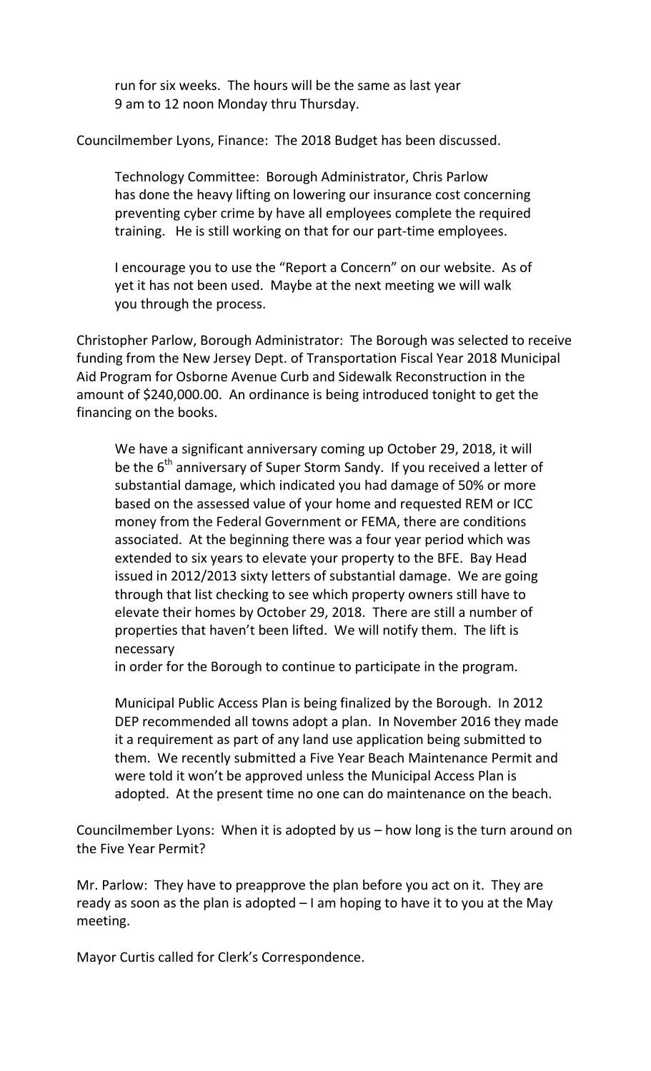run for six weeks. The hours will be the same as last year 9 am to 12 noon Monday thru Thursday.

Councilmember Lyons, Finance: The 2018 Budget has been discussed.

Technology Committee: Borough Administrator, Chris Parlow has done the heavy lifting on lowering our insurance cost concerning preventing cyber crime by have all employees complete the required training. He is still working on that for our part-time employees.

I encourage you to use the "Report a Concern" on our website. As of yet it has not been used. Maybe at the next meeting we will walk you through the process.

Christopher Parlow, Borough Administrator: The Borough was selected to receive funding from the New Jersey Dept. of Transportation Fiscal Year 2018 Municipal Aid Program for Osborne Avenue Curb and Sidewalk Reconstruction in the amount of $240,000.00. An ordinance is being introduced tonight to get the financing on the books.

We have a significant anniversary coming up October 29, 2018, it will be the 6th anniversary of Super Storm Sandy. If you received a letter of substantial damage, which indicated you had damage of 50% or more based on the assessed value of your home and requested REM or ICC money from the Federal Government or FEMA, there are conditions associated. At the beginning there was a four year period which was extended to six years to elevate your property to the BFE. Bay Head issued in 2012/2013 sixty letters of substantial damage. We are going through that list checking to see which property owners still have to elevate their homes by October 29, 2018. There are still a number of properties that haven't been lifted. We will notify them. The lift is necessary in order for the Borough to continue to participate in the program.

Municipal Public Access Plan is being finalized by the Borough. In 2012 DEP recommended all towns adopt a plan. In November 2016 they made it a requirement as part of any land use application being submitted to them. We recently submitted a Five Year Beach Maintenance Permit and were told it won't be approved unless the Municipal Access Plan is adopted. At the present time no one can do maintenance on the beach.

Councilmember Lyons: When it is adopted by us – how long is the turn around on the Five Year Permit?

Mr. Parlow: They have to preapprove the plan before you act on it. They are ready as soon as the plan is adopted – I am hoping to have it to you at the May meeting.

Mayor Curtis called for Clerk's Correspondence.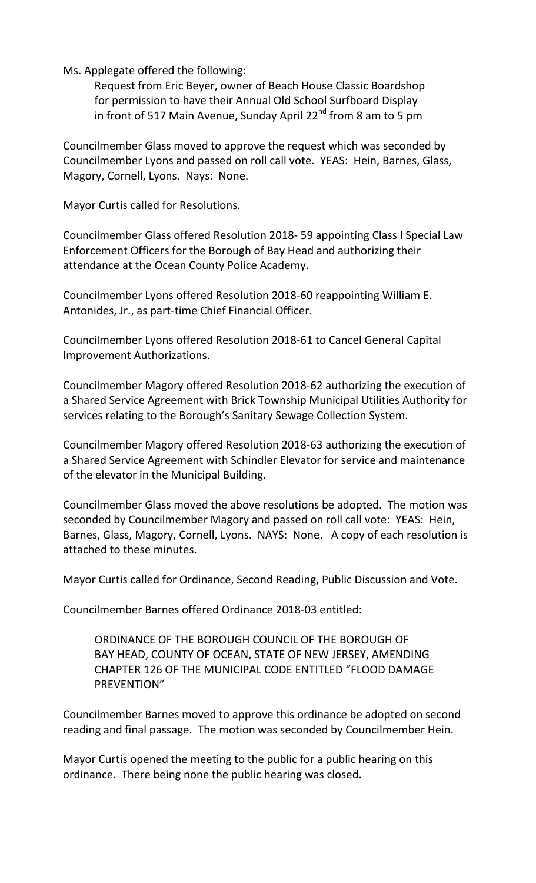Ms. Applegate offered the following:

> Request from Eric Beyer, owner of Beach House Classic Boardshop for permission to have their Annual Old School Surfboard Display in front of 517 Main Avenue, Sunday April 22nd from 8 am to 5 pm

Councilmember Glass moved to approve the request which was seconded by Councilmember Lyons and passed on roll call vote. YEAS: Hein, Barnes, Glass, Magory, Cornell, Lyons. Nays: None.

Mayor Curtis called for Resolutions.

Councilmember Glass offered Resolution 2018- 59 appointing Class I Special Law Enforcement Officers for the Borough of Bay Head and authorizing their attendance at the Ocean County Police Academy.

Councilmember Lyons offered Resolution 2018-60 reappointing William E. Antonides, Jr., as part-time Chief Financial Officer.

Councilmember Lyons offered Resolution 2018-61 to Cancel General Capital Improvement Authorizations.

Councilmember Magory offered Resolution 2018-62 authorizing the execution of a Shared Service Agreement with Brick Township Municipal Utilities Authority for services relating to the Borough's Sanitary Sewage Collection System.

Councilmember Magory offered Resolution 2018-63 authorizing the execution of a Shared Service Agreement with Schindler Elevator for service and maintenance of the elevator in the Municipal Building.

Councilmember Glass moved the above resolutions be adopted. The motion was seconded by Councilmember Magory and passed on roll call vote: YEAS: Hein, Barnes, Glass, Magory, Cornell, Lyons. NAYS: None. A copy of each resolution is attached to these minutes.

Mayor Curtis called for Ordinance, Second Reading, Public Discussion and Vote.

Councilmember Barnes offered Ordinance 2018-03 entitled:

> ORDINANCE OF THE BOROUGH COUNCIL OF THE BOROUGH OF BAY HEAD, COUNTY OF OCEAN, STATE OF NEW JERSEY, AMENDING CHAPTER 126 OF THE MUNICIPAL CODE ENTITLED "FLOOD DAMAGE PREVENTION"

Councilmember Barnes moved to approve this ordinance be adopted on second reading and final passage. The motion was seconded by Councilmember Hein.

Mayor Curtis opened the meeting to the public for a public hearing on this ordinance. There being none the public hearing was closed.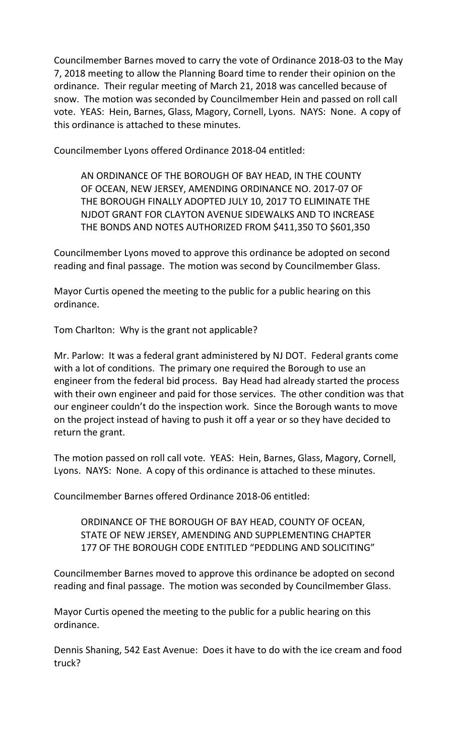Councilmember Barnes moved to carry the vote of Ordinance 2018-03 to the May 7, 2018 meeting to allow the Planning Board time to render their opinion on the ordinance. Their regular meeting of March 21, 2018 was cancelled because of snow. The motion was seconded by Councilmember Hein and passed on roll call vote. YEAS: Hein, Barnes, Glass, Magory, Cornell, Lyons. NAYS: None. A copy of this ordinance is attached to these minutes.

Councilmember Lyons offered Ordinance 2018-04 entitled:

> AN ORDINANCE OF THE BOROUGH OF BAY HEAD, IN THE COUNTY OF OCEAN, NEW JERSEY, AMENDING ORDINANCE NO. 2017-07 OF THE BOROUGH FINALLY ADOPTED JULY 10, 2017 TO ELIMINATE THE NJDOT GRANT FOR CLAYTON AVENUE SIDEWALKS AND TO INCREASE THE BONDS AND NOTES AUTHORIZED FROM $411,350 TO $601,350

Councilmember Lyons moved to approve this ordinance be adopted on second reading and final passage. The motion was second by Councilmember Glass.

Mayor Curtis opened the meeting to the public for a public hearing on this ordinance.

Tom Charlton: Why is the grant not applicable?

Mr. Parlow: It was a federal grant administered by NJ DOT. Federal grants come with a lot of conditions. The primary one required the Borough to use an engineer from the federal bid process. Bay Head had already started the process with their own engineer and paid for those services. The other condition was that our engineer couldn't do the inspection work. Since the Borough wants to move on the project instead of having to push it off a year or so they have decided to return the grant.

The motion passed on roll call vote. YEAS: Hein, Barnes, Glass, Magory, Cornell, Lyons. NAYS: None. A copy of this ordinance is attached to these minutes.

Councilmember Barnes offered Ordinance 2018-06 entitled:

> ORDINANCE OF THE BOROUGH OF BAY HEAD, COUNTY OF OCEAN, STATE OF NEW JERSEY, AMENDING AND SUPPLEMENTING CHAPTER 177 OF THE BOROUGH CODE ENTITLED "PEDDLING AND SOLICITING"

Councilmember Barnes moved to approve this ordinance be adopted on second reading and final passage. The motion was seconded by Councilmember Glass.

Mayor Curtis opened the meeting to the public for a public hearing on this ordinance.

Dennis Shaning, 542 East Avenue: Does it have to do with the ice cream and food truck?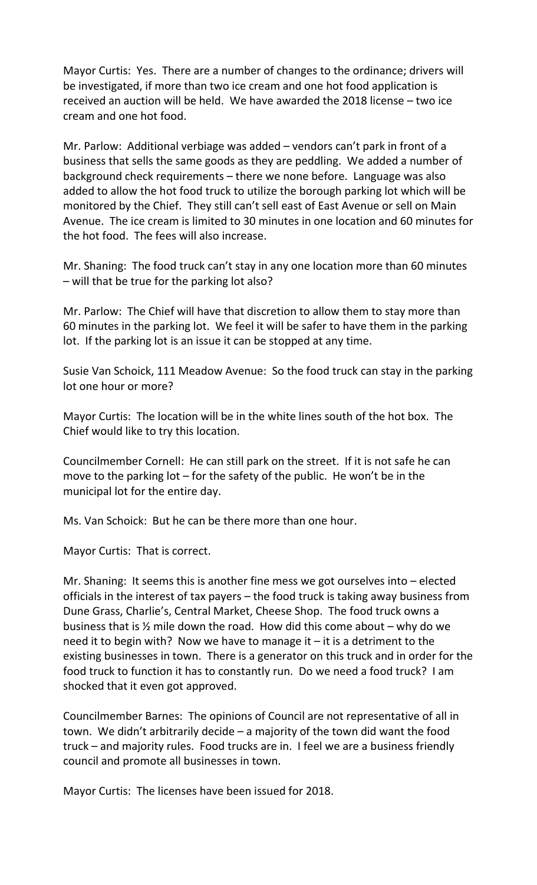Mayor Curtis: Yes. There are a number of changes to the ordinance; drivers will be investigated, if more than two ice cream and one hot food application is received an auction will be held. We have awarded the 2018 license – two ice cream and one hot food.

Mr. Parlow: Additional verbiage was added – vendors can't park in front of a business that sells the same goods as they are peddling. We added a number of background check requirements – there we none before. Language was also added to allow the hot food truck to utilize the borough parking lot which will be monitored by the Chief. They still can't sell east of East Avenue or sell on Main Avenue. The ice cream is limited to 30 minutes in one location and 60 minutes for the hot food. The fees will also increase.

Mr. Shaning: The food truck can't stay in any one location more than 60 minutes – will that be true for the parking lot also?

Mr. Parlow: The Chief will have that discretion to allow them to stay more than 60 minutes in the parking lot. We feel it will be safer to have them in the parking lot. If the parking lot is an issue it can be stopped at any time.

Susie Van Schoick, 111 Meadow Avenue: So the food truck can stay in the parking lot one hour or more?

Mayor Curtis: The location will be in the white lines south of the hot box. The Chief would like to try this location.

Councilmember Cornell: He can still park on the street. If it is not safe he can move to the parking lot – for the safety of the public. He won't be in the municipal lot for the entire day.

Ms. Van Schoick: But he can be there more than one hour.

Mayor Curtis: That is correct.

Mr. Shaning: It seems this is another fine mess we got ourselves into – elected officials in the interest of tax payers – the food truck is taking away business from Dune Grass, Charlie's, Central Market, Cheese Shop. The food truck owns a business that is ½ mile down the road. How did this come about – why do we need it to begin with? Now we have to manage it – it is a detriment to the existing businesses in town. There is a generator on this truck and in order for the food truck to function it has to constantly run. Do we need a food truck? I am shocked that it even got approved.

Councilmember Barnes: The opinions of Council are not representative of all in town. We didn't arbitrarily decide – a majority of the town did want the food truck – and majority rules. Food trucks are in. I feel we are a business friendly council and promote all businesses in town.

Mayor Curtis: The licenses have been issued for 2018.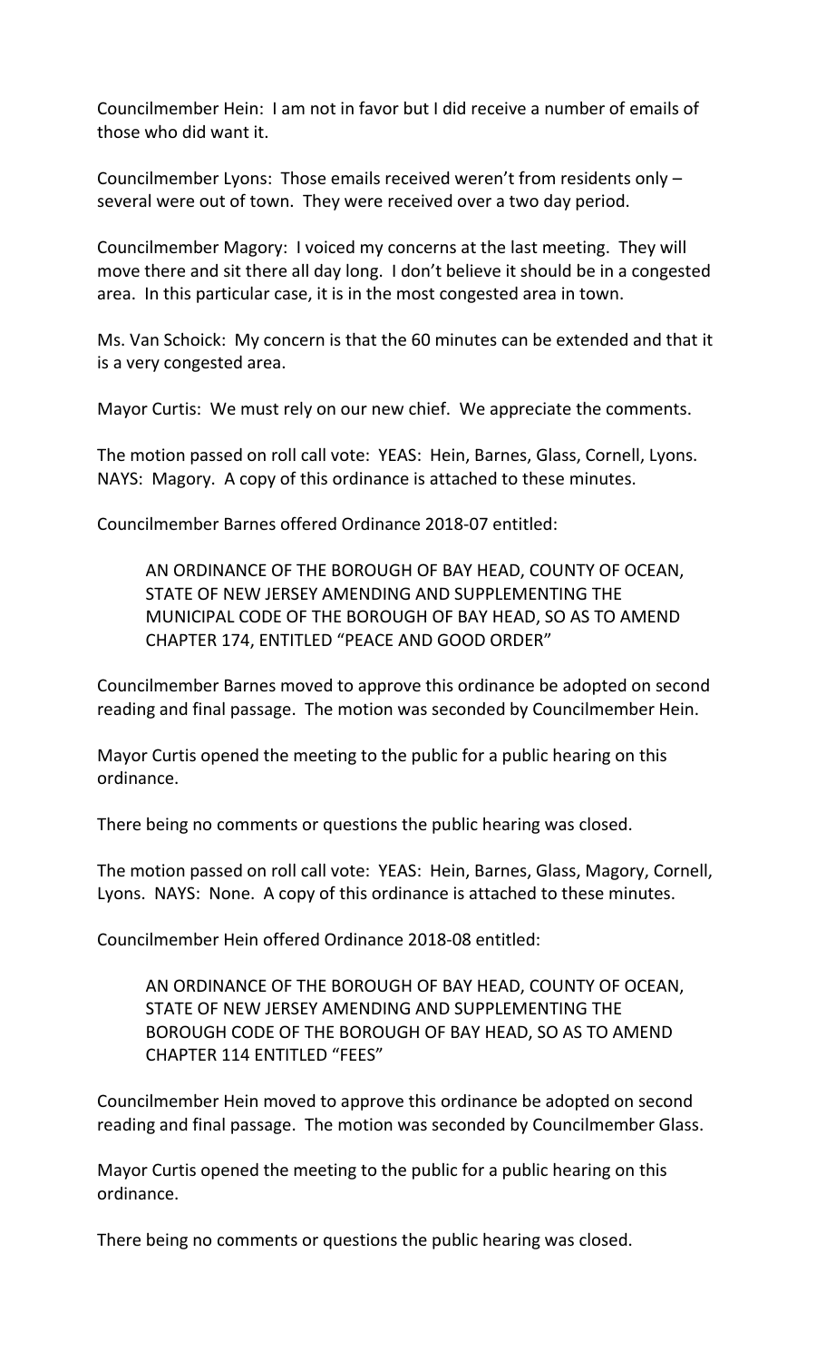Councilmember Hein: I am not in favor but I did receive a number of emails of those who did want it.

Councilmember Lyons: Those emails received weren't from residents only – several were out of town. They were received over a two day period.

Councilmember Magory: I voiced my concerns at the last meeting. They will move there and sit there all day long. I don't believe it should be in a congested area. In this particular case, it is in the most congested area in town.

Ms. Van Schoick: My concern is that the 60 minutes can be extended and that it is a very congested area.

Mayor Curtis: We must rely on our new chief. We appreciate the comments.

The motion passed on roll call vote: YEAS: Hein, Barnes, Glass, Cornell, Lyons. NAYS: Magory. A copy of this ordinance is attached to these minutes.

Councilmember Barnes offered Ordinance 2018-07 entitled:

> AN ORDINANCE OF THE BOROUGH OF BAY HEAD, COUNTY OF OCEAN, STATE OF NEW JERSEY AMENDING AND SUPPLEMENTING THE MUNICIPAL CODE OF THE BOROUGH OF BAY HEAD, SO AS TO AMEND CHAPTER 174, ENTITLED "PEACE AND GOOD ORDER"

Councilmember Barnes moved to approve this ordinance be adopted on second reading and final passage. The motion was seconded by Councilmember Hein.

Mayor Curtis opened the meeting to the public for a public hearing on this ordinance.

There being no comments or questions the public hearing was closed.

The motion passed on roll call vote: YEAS: Hein, Barnes, Glass, Magory, Cornell, Lyons. NAYS: None. A copy of this ordinance is attached to these minutes.

Councilmember Hein offered Ordinance 2018-08 entitled:

> AN ORDINANCE OF THE BOROUGH OF BAY HEAD, COUNTY OF OCEAN, STATE OF NEW JERSEY AMENDING AND SUPPLEMENTING THE BOROUGH CODE OF THE BOROUGH OF BAY HEAD, SO AS TO AMEND CHAPTER 114 ENTITLED "FEES"

Councilmember Hein moved to approve this ordinance be adopted on second reading and final passage. The motion was seconded by Councilmember Glass.

Mayor Curtis opened the meeting to the public for a public hearing on this ordinance.

There being no comments or questions the public hearing was closed.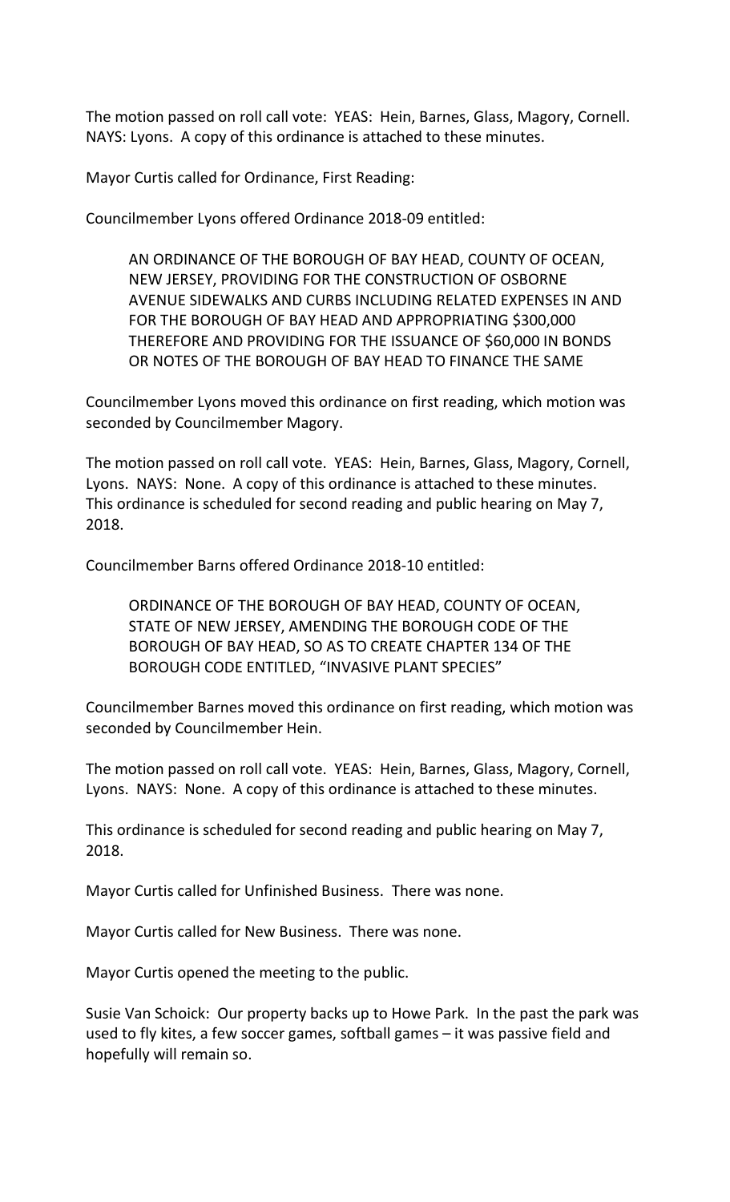The motion passed on roll call vote: YEAS: Hein, Barnes, Glass, Magory, Cornell. NAYS: Lyons. A copy of this ordinance is attached to these minutes.

Mayor Curtis called for Ordinance, First Reading:

Councilmember Lyons offered Ordinance 2018-09 entitled:

> AN ORDINANCE OF THE BOROUGH OF BAY HEAD, COUNTY OF OCEAN, NEW JERSEY, PROVIDING FOR THE CONSTRUCTION OF OSBORNE AVENUE SIDEWALKS AND CURBS INCLUDING RELATED EXPENSES IN AND FOR THE BOROUGH OF BAY HEAD AND APPROPRIATING $300,000 THEREFORE AND PROVIDING FOR THE ISSUANCE OF $60,000 IN BONDS OR NOTES OF THE BOROUGH OF BAY HEAD TO FINANCE THE SAME

Councilmember Lyons moved this ordinance on first reading, which motion was seconded by Councilmember Magory.

The motion passed on roll call vote. YEAS: Hein, Barnes, Glass, Magory, Cornell, Lyons. NAYS: None. A copy of this ordinance is attached to these minutes. This ordinance is scheduled for second reading and public hearing on May 7, 2018.

Councilmember Barns offered Ordinance 2018-10 entitled:

> ORDINANCE OF THE BOROUGH OF BAY HEAD, COUNTY OF OCEAN, STATE OF NEW JERSEY, AMENDING THE BOROUGH CODE OF THE BOROUGH OF BAY HEAD, SO AS TO CREATE CHAPTER 134 OF THE BOROUGH CODE ENTITLED, "INVASIVE PLANT SPECIES"

Councilmember Barnes moved this ordinance on first reading, which motion was seconded by Councilmember Hein.

The motion passed on roll call vote. YEAS: Hein, Barnes, Glass, Magory, Cornell, Lyons. NAYS: None. A copy of this ordinance is attached to these minutes.

This ordinance is scheduled for second reading and public hearing on May 7, 2018.

Mayor Curtis called for Unfinished Business. There was none.

Mayor Curtis called for New Business. There was none.

Mayor Curtis opened the meeting to the public.

Susie Van Schoick: Our property backs up to Howe Park. In the past the park was used to fly kites, a few soccer games, softball games – it was passive field and hopefully will remain so.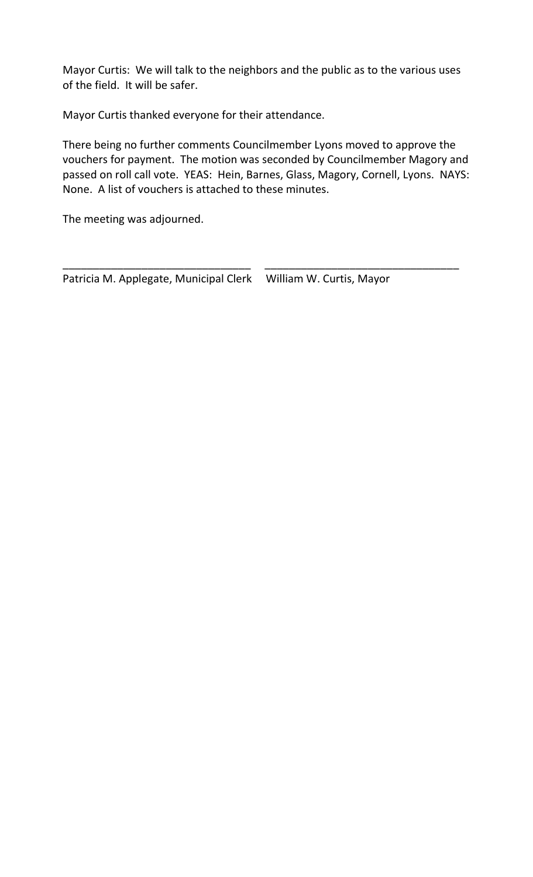Mayor Curtis: We will talk to the neighbors and the public as to the various uses of the field. It will be safer.

Mayor Curtis thanked everyone for their attendance.

There being no further comments Councilmember Lyons moved to approve the vouchers for payment. The motion was seconded by Councilmember Magory and passed on roll call vote. YEAS: Hein, Barnes, Glass, Magory, Cornell, Lyons. NAYS: None. A list of vouchers is attached to these minutes.

The meeting was adjourned.

_______________________________ _______________________________

Patricia M. Applegate, Municipal Clerk William W. Curtis, Mayor